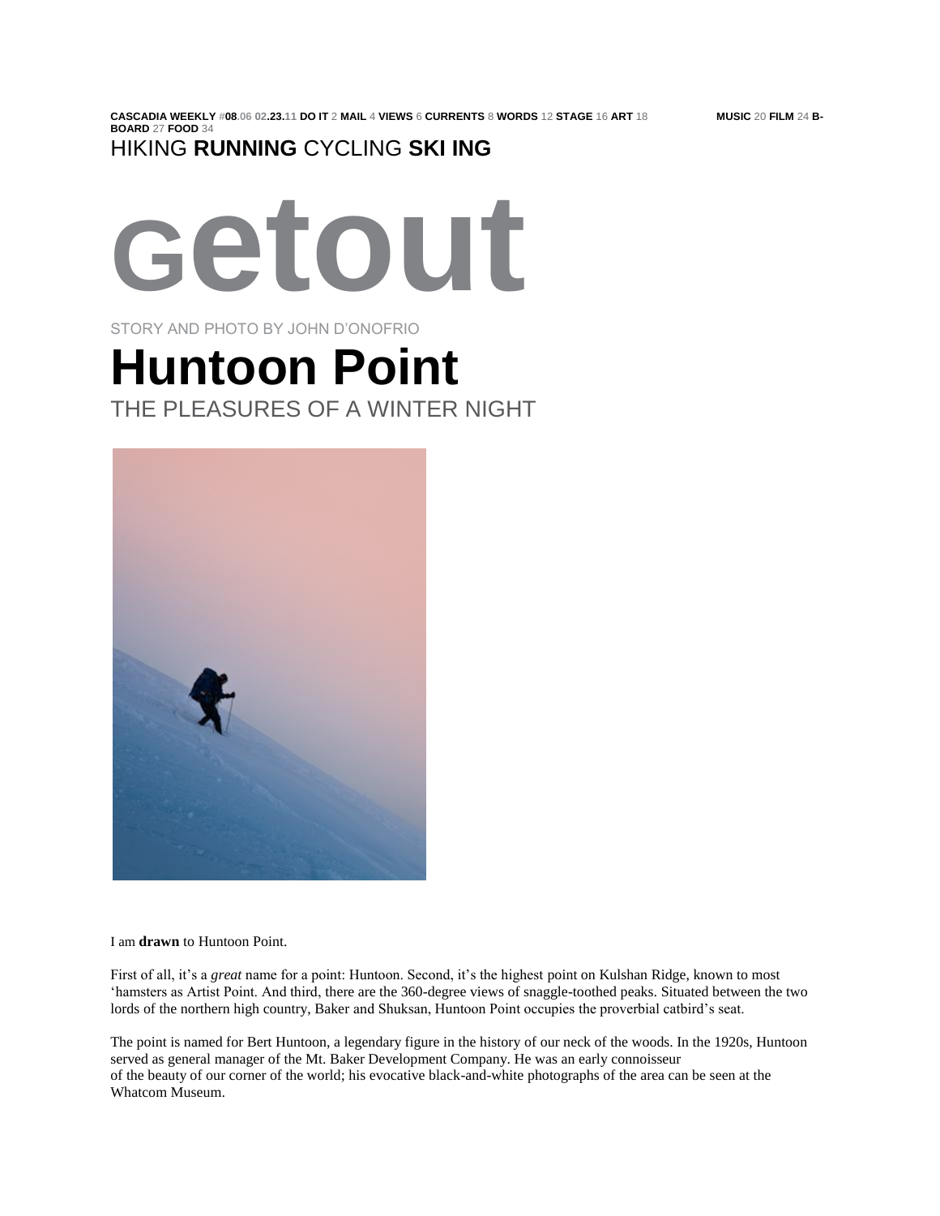HIKING **RUNNING** CYCLING **SKI ING**

# getout

STORY AND PHOTO BY JOHN D'ONOFRIO

# Huntoon Point

## THE PLEASURES OF A WINTER NIGHT

I am **drawn** to Huntoon Point.

First of all, it's a *great* name for a point: Huntoon. Second, it's the highest point on Kulshan Ridge, known to most 'hamsters as Artist Point. And third, there are the 360-degree views of snaggle-toothed peaks. Situated between the two lords of the northern high country, Baker and Shuksan, Huntoon Point occupies the proverbial catbird's seat.

The point is named for Bert Huntoon, a legendary figure in the history of our neck of the woods. In the 1920s, Huntoon served as general manager of the Mt. Baker Development Company. He was an early connoisseur of the beauty of our corner of the world; his evocative black-and-white photographs of the area can be seen at the Whatcom Museum.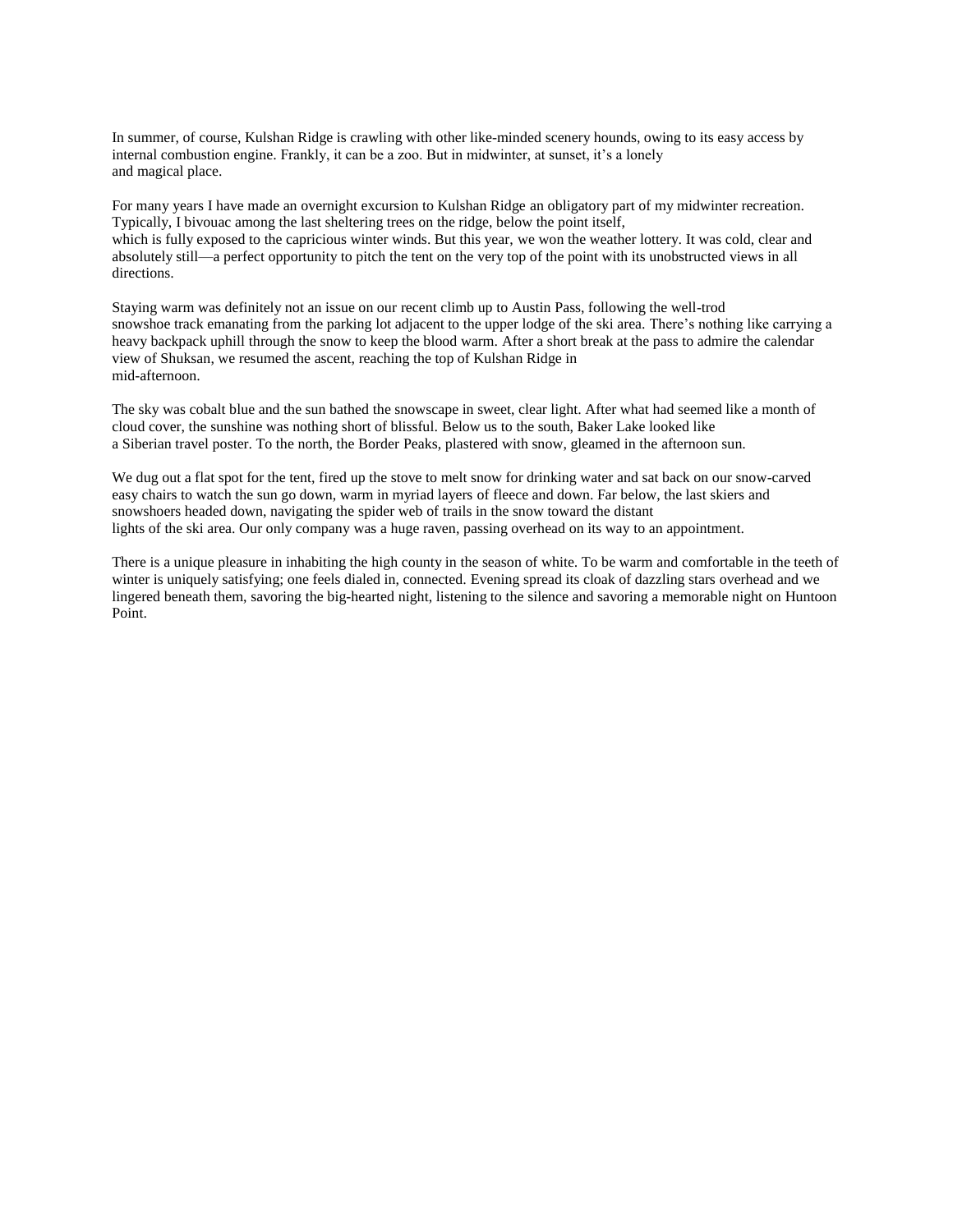In summer, of course, Kulshan Ridge is crawling with other like-minded scenery hounds, owing to its easy access by internal combustion engine. Frankly, it can be a zoo. But in midwinter, at sunset, it's a lonely and magical place.

For many years I have made an overnight excursion to Kulshan Ridge an obligatory part of my midwinter recreation. Typically, I bivouac among the last sheltering trees on the ridge, below the point itself, which is fully exposed to the capricious winter winds. But this year, we won the weather lottery. It was cold, clear and absolutely still—a perfect opportunity to pitch the tent on the very top of the point with its unobstructed views in all directions.

Staying warm was definitely not an issue on our recent climb up to Austin Pass, following the well-trod snowshoe track emanating from the parking lot adjacent to the upper lodge of the ski area. There's nothing like carrying a heavy backpack uphill through the snow to keep the blood warm. After a short break at the pass to admire the calendar view of Shuksan, we resumed the ascent, reaching the top of Kulshan Ridge in mid-afternoon.

The sky was cobalt blue and the sun bathed the snowscape in sweet, clear light. After what had seemed like a month of cloud cover, the sunshine was nothing short of blissful. Below us to the south, Baker Lake looked like a Siberian travel poster. To the north, the Border Peaks, plastered with snow, gleamed in the afternoon sun.

We dug out a flat spot for the tent, fired up the stove to melt snow for drinking water and sat back on our snow-carved easy chairs to watch the sun go down, warm in myriad layers of fleece and down. Far below, the last skiers and snowshoers headed down, navigating the spider web of trails in the snow toward the distant lights of the ski area. Our only company was a huge raven, passing overhead on its way to an appointment.

There is a unique pleasure in inhabiting the high county in the season of white. To be warm and comfortable in the teeth of winter is uniquely satisfying; one feels dialed in, connected. Evening spread its cloak of dazzling stars overhead and we lingered beneath them, savoring the big-hearted night, listening to the silence and savoring a memorable night on Huntoon Point.